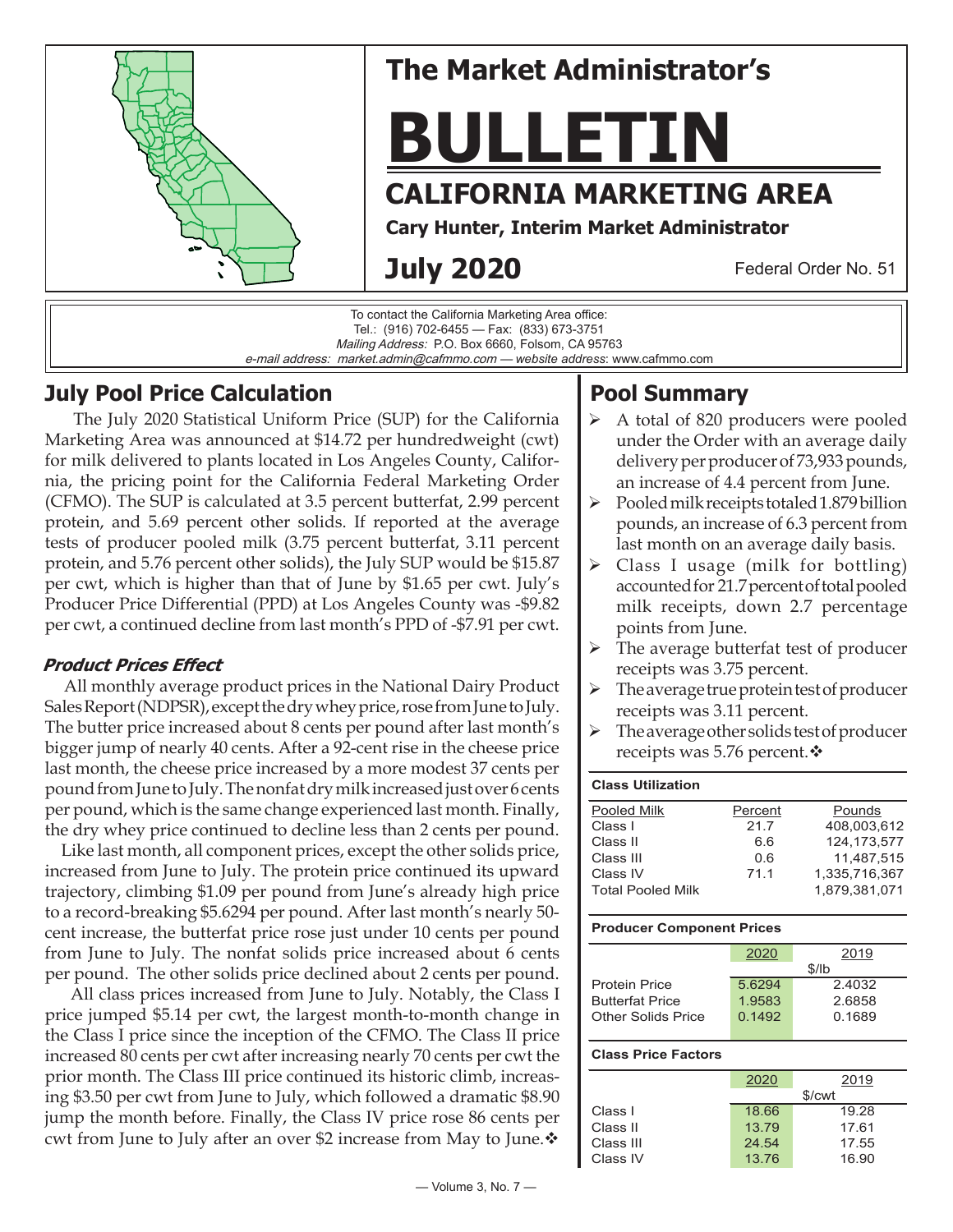# The Market Administrator's

# BULLETIN

## CALIFORNIA MARKETING AREA

**Cary Hunter, Interim Market Administrator**

**July 2020**

Federal Order No. 51

To contact the California Marketing Area office:
Tel.: (916) 702-6455 — Fax: (833) 673-3751
*Mailing Address:* P.O. Box 6660, Folsom, CA 95763
*e-mail address: market.admin@cafmmo.com — website address*: www.cafmmo.com

## July Pool Price Calculation

The July 2020 Statistical Uniform Price (SUP) for the California Marketing Area was announced at $14.72 per hundredweight (cwt) for milk delivered to plants located in Los Angeles County, California, the pricing point for the California Federal Marketing Order (CFMO). The SUP is calculated at 3.5 percent butterfat, 2.99 percent protein, and 5.69 percent other solids. If reported at the average tests of producer pooled milk (3.75 percent butterfat, 3.11 percent protein, and 5.76 percent other solids), the July SUP would be $15.87 per cwt, which is higher than that of June by $1.65 per cwt. July's Producer Price Differential (PPD) at Los Angeles County was -$9.82 per cwt, a continued decline from last month's PPD of -$7.91 per cwt.

### *Product Prices Effect*

All monthly average product prices in the National Dairy Product Sales Report (NDPSR), except the dry whey price, rose from June to July. The butter price increased about 8 cents per pound after last month's bigger jump of nearly 40 cents. After a 92-cent rise in the cheese price last month, the cheese price increased by a more modest 37 cents per pound from June to July. The nonfat dry milk increased just over 6 cents per pound, which is the same change experienced last month. Finally, the dry whey price continued to decline less than 2 cents per pound.

Like last month, all component prices, except the other solids price, increased from June to July. The protein price continued its upward trajectory, climbing $1.09 per pound from June's already high price to a record-breaking $5.6294 per pound. After last month's nearly 50-cent increase, the butterfat price rose just under 10 cents per pound from June to July. The nonfat solids price increased about 6 cents per pound. The other solids price declined about 2 cents per pound.

All class prices increased from June to July. Notably, the Class I price jumped $5.14 per cwt, the largest month-to-month change in the Class I price since the inception of the CFMO. The Class II price increased 80 cents per cwt after increasing nearly 70 cents per cwt the prior month. The Class III price continued its historic climb, increasing $3.50 per cwt from June to July, which followed a dramatic $8.90 jump the month before. Finally, the Class IV price rose 86 cents per cwt from June to July after an over $2 increase from May to June.❖

## Pool Summary

- A total of 820 producers were pooled under the Order with an average daily delivery per producer of 73,933 pounds, an increase of 4.4 percent from June.
- Pooled milk receipts totaled 1.879 billion pounds, an increase of 6.3 percent from last month on an average daily basis.
- Class I usage (milk for bottling) accounted for 21.7 percent of total pooled milk receipts, down 2.7 percentage points from June.
- The average butterfat test of producer receipts was 3.75 percent.
- The average true protein test of producer receipts was 3.11 percent.
- The average other solids test of producer receipts was 5.76 percent.❖

**Class Utilization**

| Pooled Milk | Percent | Pounds |
|---|---|---|
| Class I | 21.7 | 408,003,612 |
| Class II | 6.6 | 124,173,577 |
| Class III | 0.6 | 11,487,515 |
| Class IV | 71.1 | 1,335,716,367 |
| Total Pooled Milk | | 1,879,381,071 |

**Producer Component Prices**

| | 2020 | 2019 |
|---|---|---|
| | $/lb | |
| Protein Price | 5.6294 | 2.4032 |
| Butterfat Price | 1.9583 | 2.6858 |
| Other Solids Price | 0.1492 | 0.1689 |

**Class Price Factors**

| | 2020 | 2019 |
|---|---|---|
| | $/cwt | |
| Class I | 18.66 | 19.28 |
| Class II | 13.79 | 17.61 |
| Class III | 24.54 | 17.55 |
| Class IV | 13.76 | 16.90 |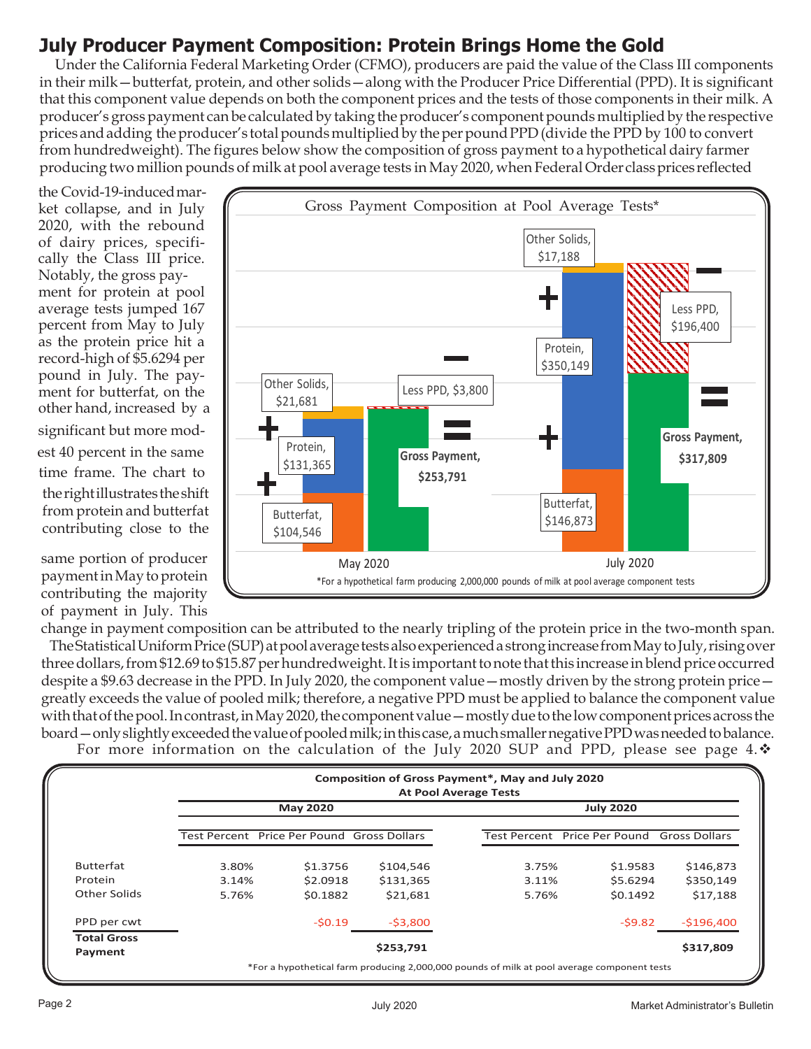## July Producer Payment Composition: Protein Brings Home the Gold

Under the California Federal Marketing Order (CFMO), producers are paid the value of the Class III components in their milk—butterfat, protein, and other solids—along with the Producer Price Differential (PPD). It is significant that this component value depends on both the component prices and the tests of those components in their milk. A producer's gross payment can be calculated by taking the producer's component pounds multiplied by the respective prices and adding the producer's total pounds multiplied by the per pound PPD (divide the PPD by 100 to convert from hundredweight). The figures below show the composition of gross payment to a hypothetical dairy farmer producing two million pounds of milk at pool average tests in May 2020, when Federal Order class prices reflected the Covid-19-induced market collapse, and in July 2020, with the rebound of dairy prices, specifically the Class III price. Notably, the gross payment for protein at pool average tests jumped 167 percent from May to July as the protein price hit a record-high of $5.6294 per pound in July. The payment for butterfat, on the other hand, increased by a significant but more modest 40 percent in the same time frame. The chart to the right illustrates the shift from protein and butterfat contributing close to the same portion of producer payment in May to protein contributing the majority of payment in July. This change in payment composition can be attributed to the nearly tripling of the protein price in the two-month span.

Gross Payment Composition at Pool Average Tests*

May 2020

Butterfat, $104,546

Protein, $131,365

Other Solids, $21,681

Less PPD, $3,800

Gross Payment, $253,791

July 2020

Butterfat, $146,873

Protein, $350,149

Other Solids, $17,188

Less PPD, $196,400

Gross Payment, $317,809

*For a hypothetical farm producing 2,000,000 pounds of milk at pool average component tests

The Statistical Uniform Price (SUP) at pool average tests also experienced a strong increase from May to July, rising over three dollars, from $12.69 to $15.87 per hundredweight. It is important to note that this increase in blend price occurred despite a $9.63 decrease in the PPD. In July 2020, the component value—mostly driven by the strong protein price—greatly exceeds the value of pooled milk; therefore, a negative PPD must be applied to balance the component value with that of the pool. In contrast, in May 2020, the component value—mostly due to the low component prices across the board—only slightly exceeded the value of pooled milk; in this case, a much smaller negative PPD was needed to balance.

For more information on the calculation of the July 2020 SUP and PPD, please see page 4. ❖

**Composition of Gross Payment*, May and July 2020**
**At Pool Average Tests**

| | May 2020 | | | July 2020 | | |
|---|---|---|---|---|---|---|
| | Test Percent | Price Per Pound | Gross Dollars | Test Percent | Price Per Pound | Gross Dollars |
| Butterfat | 3.80% | $1.3756 | $104,546 | 3.75% | $1.9583 | $146,873 |
| Protein | 3.14% | $2.0918 | $131,365 | 3.11% | $5.6294 | $350,149 |
| Other Solids | 5.76% | $0.1882 | $21,681 | 5.76% | $0.1492 | $17,188 |
| PPD per cwt | | -$0.19 | -$3,800 | | -$9.82 | -$196,400 |
| **Total Gross Payment** | | | **$253,791** | | | **$317,809** |

*For a hypothetical farm producing 2,000,000 pounds of milk at pool average component tests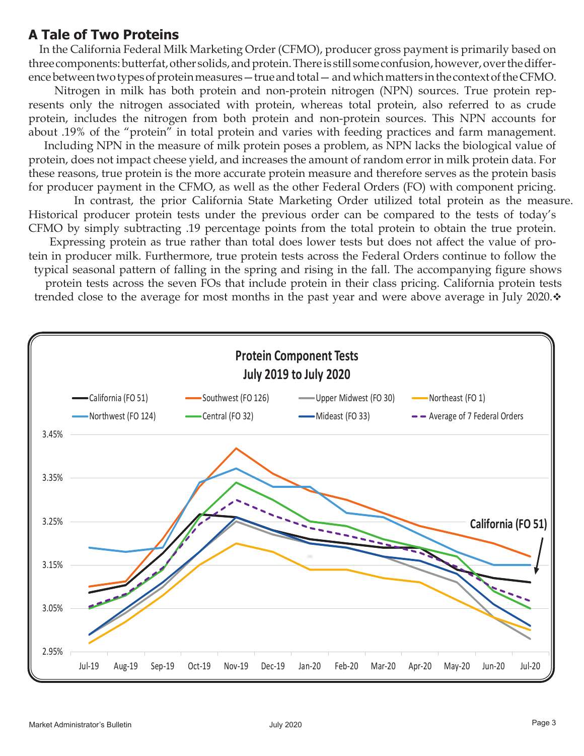## A Tale of Two Proteins

In the California Federal Milk Marketing Order (CFMO), producer gross payment is primarily based on three components: butterfat, other solids, and protein. There is still some confusion, however, over the difference between two types of protein measures — true and total — and which matters in the context of the CFMO.

Nitrogen in milk has both protein and non-protein nitrogen (NPN) sources. True protein represents only the nitrogen associated with protein, whereas total protein, also referred to as crude protein, includes the nitrogen from both protein and non-protein sources. This NPN accounts for about .19% of the "protein" in total protein and varies with feeding practices and farm management.

Including NPN in the measure of milk protein poses a problem, as NPN lacks the biological value of protein, does not impact cheese yield, and increases the amount of random error in milk protein data. For these reasons, true protein is the more accurate protein measure and therefore serves as the protein basis for producer payment in the CFMO, as well as the other Federal Orders (FO) with component pricing.

In contrast, the prior California State Marketing Order utilized total protein as the measure. Historical producer protein tests under the previous order can be compared to the tests of today's CFMO by simply subtracting .19 percentage points from the total protein to obtain the true protein.

Expressing protein as true rather than total does lower tests but does not affect the value of protein in producer milk. Furthermore, true protein tests across the Federal Orders continue to follow the typical seasonal pattern of falling in the spring and rising in the fall. The accompanying figure shows protein tests across the seven FOs that include protein in their class pricing. California protein tests trended close to the average for most months in the past year and were above average in July 2020.❖

**Protein Component Tests**
**July 2019 to July 2020**

Legend: California (FO 51), Southwest (FO 126), Upper Midwest (FO 30), Northeast (FO 1), Northwest (FO 124), Central (FO 32), Mideast (FO 33), Average of 7 Federal Orders

Y-axis: 2.95%, 3.05%, 3.15%, 3.25%, 3.35%, 3.45%

X-axis: Jul-19, Aug-19, Sep-19, Oct-19, Nov-19, Dec-19, Jan-20, Feb-20, Mar-20, Apr-20, May-20, Jun-20, Jul-20

California (FO 51)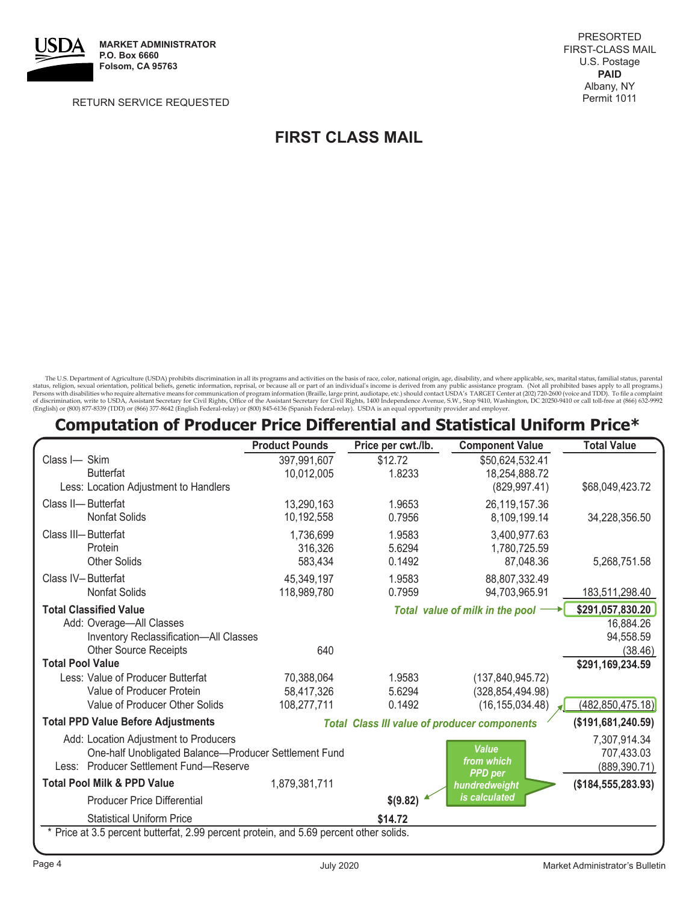**MARKET ADMINISTRATOR**
**P.O. Box 6660**
**Folsom, CA 95763**

RETURN SERVICE REQUESTED

PRESORTED
FIRST-CLASS MAIL
U.S. Postage
**PAID**
Albany, NY
Permit 1011

## FIRST CLASS MAIL

The U.S. Department of Agriculture (USDA) prohibits discrimination in all its programs and activities on the basis of race, color, national origin, age, disability, and where applicable, sex, marital status, familial status, parental status, religion, sexual orientation, political beliefs, genetic information, reprisal, or because all or part of an individual's income is derived from any public assistance program. (Not all prohibited bases apply to all programs.) Persons with disabilities who require alternative means for communication of program information (Braille, large print, audiotape, etc.) should contact USDA's TARGET Center at (202) 720-2600 (voice and TDD). To file a complaint of discrimination, write to USDA, Assistant Secretary for Civil Rights, Office of the Assistant Secretary for Civil Rights, 1400 Independence Avenue, S.W., Stop 9410, Washington, DC 20250-9410 or call toll-free at (866) 632-9992 (English) or (800) 877-8339 (TDD) or (866) 377-8642 (English Federal-relay) or (800) 845-6136 (Spanish Federal-relay). USDA is an equal opportunity provider and employer.

# Computation of Producer Price Differential and Statistical Uniform Price*

| | Product Pounds | Price per cwt./lb. | Component Value | Total Value |
|---|---|---|---|---|
| Class I— Skim | 397,991,607 | $12.72 | $50,624,532.41 | |
| Butterfat | 10,012,005 | 1.8233 | 18,254,888.72 | |
| Less: Location Adjustment to Handlers | | | (829,997.41) | $68,049,423.72 |
| Class II— Butterfat | 13,290,163 | 1.9653 | 26,119,157.36 | |
| Nonfat Solids | 10,192,558 | 0.7956 | 8,109,199.14 | 34,228,356.50 |
| Class III— Butterfat | 1,736,699 | 1.9583 | 3,400,977.63 | |
| Protein | 316,326 | 5.6294 | 1,780,725.59 | |
| Other Solids | 583,434 | 0.1492 | 87,048.36 | 5,268,751.58 |
| Class IV— Butterfat | 45,349,197 | 1.9583 | 88,807,332.49 | |
| Nonfat Solids | 118,989,780 | 0.7959 | 94,703,965.91 | 183,511,298.40 |
| **Total Classified Value** | | | *Total value of milk in the pool* → | **$291,057,830.20** |
| Add: Overage—All Classes | | | | 16,884.26 |
| Inventory Reclassification—All Classes | | | | 94,558.59 |
| Other Source Receipts | 640 | | | (38.46) |
| **Total Pool Value** | | | | **$291,169,234.59** |
| Less: Value of Producer Butterfat | 70,388,064 | 1.9583 | (137,840,945.72) | |
| Value of Producer Protein | 58,417,326 | 5.6294 | (328,854,494.98) | |
| Value of Producer Other Solids | 108,277,711 | 0.1492 | (16,155,034.48) | (482,850,475.18) |
| **Total PPD Value Before Adjustments** | | *Total Class III value of producer components* | | **($191,681,240.59)** |
| Add: Location Adjustment to Producers | | | | 7,307,914.34 |
| One-half Unobligated Balance—Producer Settlement Fund | | | | 707,433.03 |
| Less: Producer Settlement Fund—Reserve | | | | (889,390.71) |
| **Total Pool Milk & PPD Value** | 1,879,381,711 | | *Value from which PPD per hundredweight is calculated* | **($184,555,283.93)** |
| Producer Price Differential | | **$(9.82)** | | |
| Statistical Uniform Price | | **$14.72** | | |

\* Price at 3.5 percent butterfat, 2.99 percent protein, and 5.69 percent other solids.